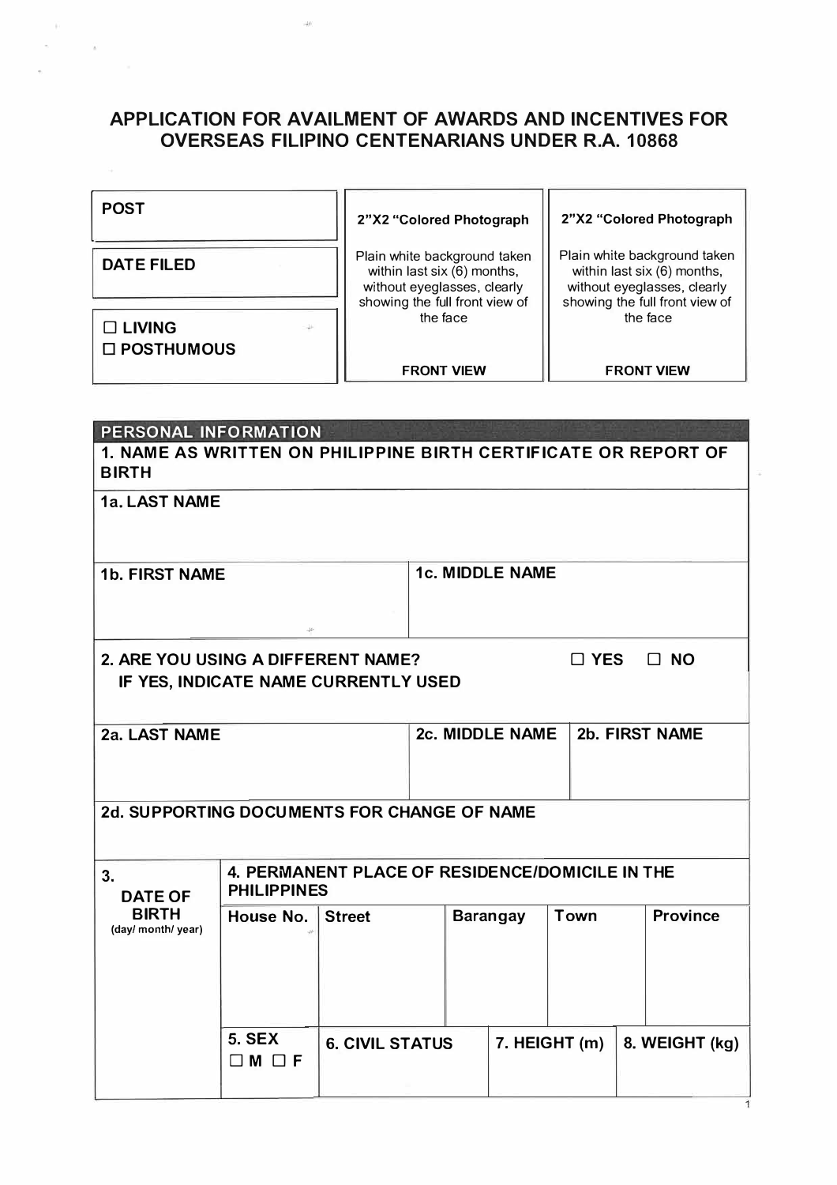# APPLICATION FOR AVAILMENT OF AWARDS AND INCENTIVES FOR OVERSEAS FILIPINO CENTENARIANS UNDER R.A. 10868

| | | |
|---|---|---|
| **POST** | **2"X2 "Colored Photograph**<br><br>Plain white background taken within last six (6) months, without eyeglasses, clearly showing the full front view of the face<br><br>**FRONT VIEW** | **2"X2 "Colored Photograph**<br><br>Plain white background taken within last six (6) months, without eyeglasses, clearly showing the full front view of the face<br><br>**FRONT VIEW** |
| **DATE FILED** | | |
| ☐ **LIVING**<br>☐ **POSTHUMOUS** | | |

## PERSONAL INFORMATION

**1. NAME AS WRITTEN ON PHILIPPINE BIRTH CERTIFICATE OR REPORT OF BIRTH**

| **1a. LAST NAME** | |
|---|---|
| | |
| **1b. FIRST NAME** | **1c. MIDDLE NAME** |
| | |

**2. ARE YOU USING A DIFFERENT NAME?** ☐ **YES** ☐ **NO**
**IF YES, INDICATE NAME CURRENTLY USED**

| **2a. LAST NAME** | **2c. MIDDLE NAME** | **2b. FIRST NAME** |
|---|---|---|
| | | |

**2d. SUPPORTING DOCUMENTS FOR CHANGE OF NAME**

| **3. DATE OF BIRTH** (day/ month/ year) | **4. PERMANENT PLACE OF RESIDENCE/DOMICILE IN THE PHILIPPINES** | | | | |
|---|---|---|---|---|---|
| | **House No.** | **Street** | **Barangay** | **Town** | **Province** |
| | | | | | |
| | **5. SEX**<br>☐ **M** ☐ **F** | **6. CIVIL STATUS** | | **7. HEIGHT (m)** | **8. WEIGHT (kg)** |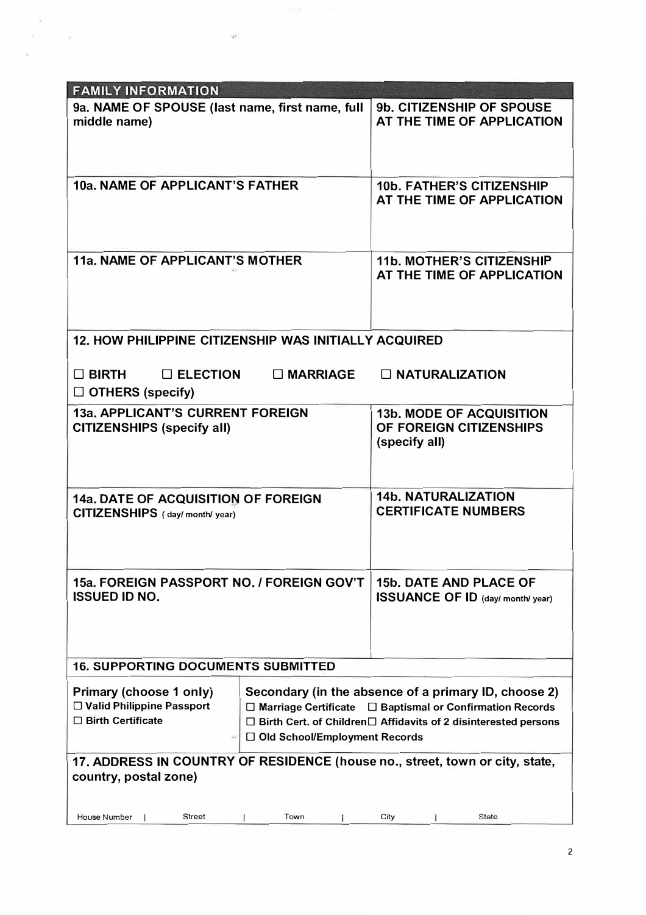## FAMILY INFORMATION

| 9a. NAME OF SPOUSE (last name, first name, full middle name) | 9b. CITIZENSHIP OF SPOUSE AT THE TIME OF APPLICATION |
|---|---|
| | |

| 10a. NAME OF APPLICANT'S FATHER | 10b. FATHER'S CITIZENSHIP AT THE TIME OF APPLICATION |
|---|---|
| | |

| 11a. NAME OF APPLICANT'S MOTHER | 11b. MOTHER'S CITIZENSHIP AT THE TIME OF APPLICATION |
|---|---|
| | |

**12. HOW PHILIPPINE CITIZENSHIP WAS INITIALLY ACQUIRED**

☐ BIRTH ☐ ELECTION ☐ MARRIAGE ☐ NATURALIZATION
☐ OTHERS (specify)

| 13a. APPLICANT'S CURRENT FOREIGN CITIZENSHIPS (specify all) | 13b. MODE OF ACQUISITION OF FOREIGN CITIZENSHIPS (specify all) |
|---|---|
| | |

| 14a. DATE OF ACQUISITION OF FOREIGN CITIZENSHIPS ( day/ month/ year) | 14b. NATURALIZATION CERTIFICATE NUMBERS |
|---|---|
| | |

| 15a. FOREIGN PASSPORT NO. / FOREIGN GOV'T ISSUED ID NO. | 15b. DATE AND PLACE OF ISSUANCE OF ID (day/ month/ year) |
|---|---|
| | |

**16. SUPPORTING DOCUMENTS SUBMITTED**

| Primary (choose 1 only) | Secondary (in the absence of a primary ID, choose 2) |
|---|---|
| ☐ Valid Philippine Passport<br>☐ Birth Certificate | ☐ Marriage Certificate ☐ Baptismal or Confirmation Records<br>☐ Birth Cert. of Children ☐ Affidavits of 2 disinterested persons<br>☐ Old School/Employment Records |

**17. ADDRESS IN COUNTRY OF RESIDENCE (house no., street, town or city, state, country, postal zone)**

| House Number | Street | Town | City | State |
|---|---|---|---|---|
| | | | | |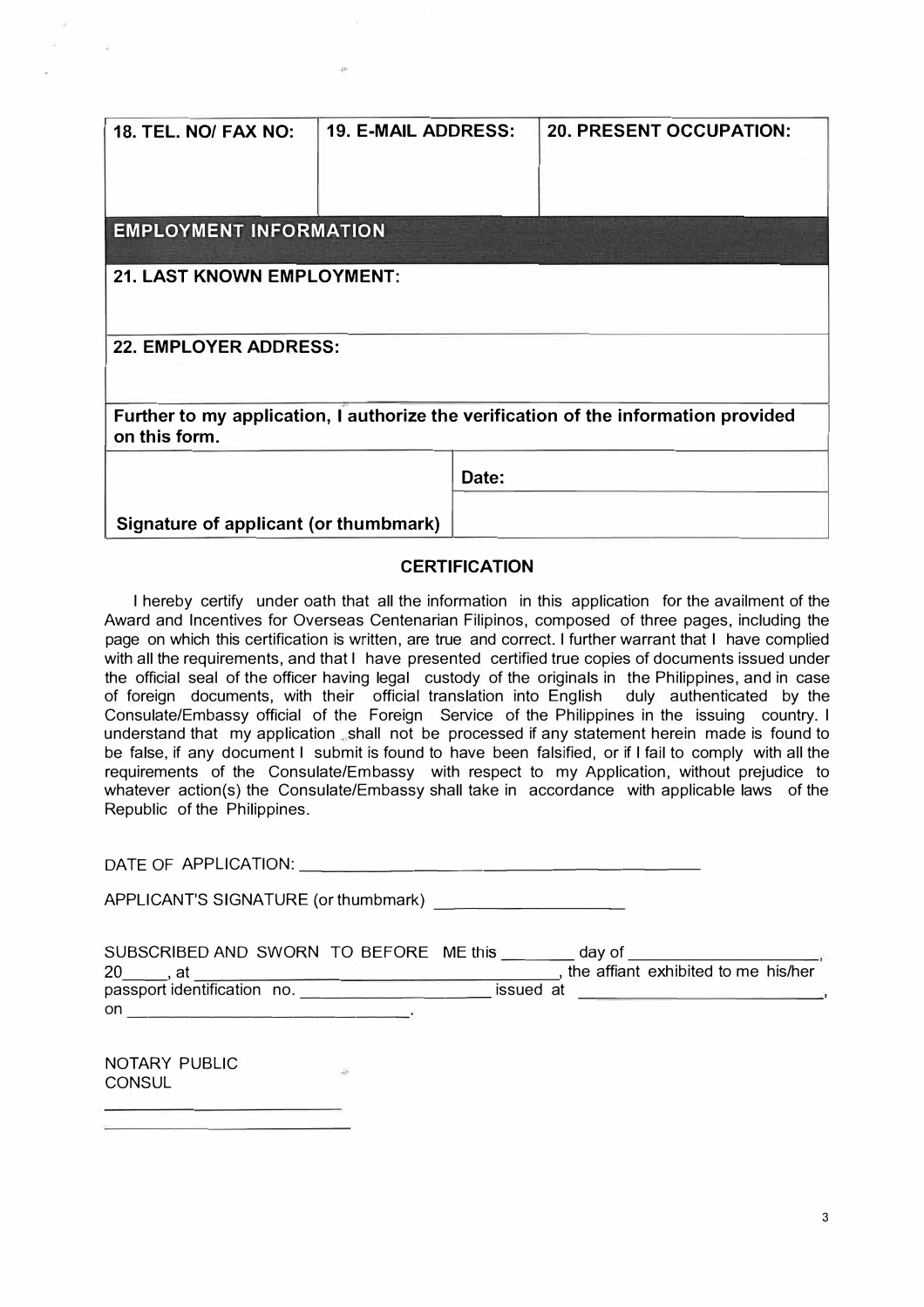| 18. TEL. NO/ FAX NO: | 19. E-MAIL ADDRESS: | 20. PRESENT OCCUPATION: |
|---|---|---|
| | | |

## EMPLOYMENT INFORMATION

| |
|---|
| **21. LAST KNOWN EMPLOYMENT:** |
| **22. EMPLOYER ADDRESS:** |
| **Further to my application, I authorize the verification of the information provided on this form.** |

| | |
|---|---|
| | **Date:** |
| **Signature of applicant (or thumbmark)** | |

### CERTIFICATION

I hereby certify under oath that all the information in this application for the availment of the Award and Incentives for Overseas Centenarian Filipinos, composed of three pages, including the page on which this certification is written, are true and correct. I further warrant that I have complied with all the requirements, and that I have presented certified true copies of documents issued under the official seal of the officer having legal custody of the originals in the Philippines, and in case of foreign documents, with their official translation into English duly authenticated by the Consulate/Embassy official of the Foreign Service of the Philippines in the issuing country. I understand that my application shall not be processed if any statement herein made is found to be false, if any document I submit is found to have been falsified, or if I fail to comply with all the requirements of the Consulate/Embassy with respect to my Application, without prejudice to whatever action(s) the Consulate/Embassy shall take in accordance with applicable laws of the Republic of the Philippines.

DATE OF APPLICATION: ____________________________________________

APPLICANT'S SIGNATURE (or thumbmark) ____________________

SUBSCRIBED AND SWORN TO BEFORE ME this ________ day of ____________________, 20_____, at ________________________________________, the affiant exhibited to me his/her passport identification no. ____________________ issued at ____________________________, on ______________________________.

NOTARY PUBLIC
CONSUL

____________________________
____________________________